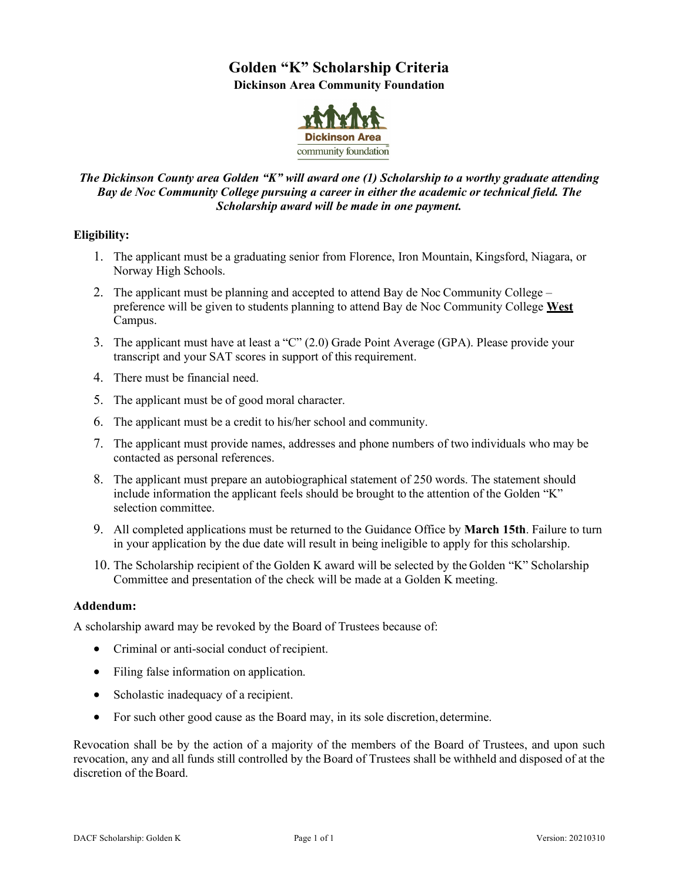# Golden "K" Scholarship Criteria

## Dickinson Area Community Foundation

***The Dickinson County area Golden "K" will award one (1) Scholarship to a worthy graduate attending Bay de Noc Community College pursuing a career in either the academic or technical field. The Scholarship award will be made in one payment.***

**Eligibility:**

1. The applicant must be a graduating senior from Florence, Iron Mountain, Kingsford, Niagara, or Norway High Schools.
2. The applicant must be planning and accepted to attend Bay de Noc Community College – preference will be given to students planning to attend Bay de Noc Community College **West** Campus.
3. The applicant must have at least a "C" (2.0) Grade Point Average (GPA). Please provide your transcript and your SAT scores in support of this requirement.
4. There must be financial need.
5. The applicant must be of good moral character.
6. The applicant must be a credit to his/her school and community.
7. The applicant must provide names, addresses and phone numbers of two individuals who may be contacted as personal references.
8. The applicant must prepare an autobiographical statement of 250 words. The statement should include information the applicant feels should be brought to the attention of the Golden "K" selection committee.
9. All completed applications must be returned to the Guidance Office by **March 15th**. Failure to turn in your application by the due date will result in being ineligible to apply for this scholarship.
10. The Scholarship recipient of the Golden K award will be selected by the Golden "K" Scholarship Committee and presentation of the check will be made at a Golden K meeting.

**Addendum:**

A scholarship award may be revoked by the Board of Trustees because of:

- Criminal or anti-social conduct of recipient.
- Filing false information on application.
- Scholastic inadequacy of a recipient.
- For such other good cause as the Board may, in its sole discretion, determine.

Revocation shall be by the action of a majority of the members of the Board of Trustees, and upon such revocation, any and all funds still controlled by the Board of Trustees shall be withheld and disposed of at the discretion of the Board.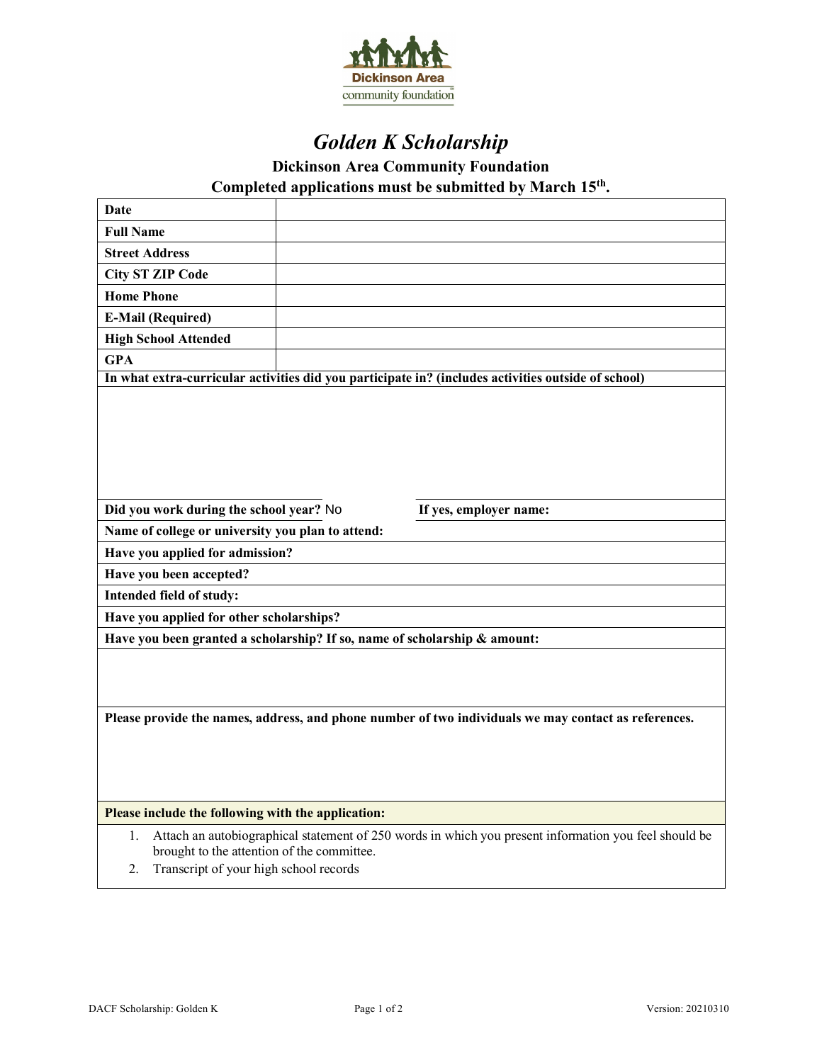# *Golden K Scholarship*

**Dickinson Area Community Foundation**

**Completed applications must be submitted by March 15th.**

| **Date** | |
|---|---|
| **Full Name** | |
| **Street Address** | |
| **City ST ZIP Code** | |
| **Home Phone** | |
| **E-Mail (Required)** | |
| **High School Attended** | |
| **GPA** | |

**In what extra-curricular activities did you participate in? (includes activities outside of school)**

**Did you work during the school year?** No **If yes, employer name:**

**Name of college or university you plan to attend:**

**Have you applied for admission?**

**Have you been accepted?**

**Intended field of study:**

**Have you applied for other scholarships?**

**Have you been granted a scholarship? If so, name of scholarship & amount:**

**Please provide the names, address, and phone number of two individuals we may contact as references.**

**Please include the following with the application:**

1. Attach an autobiographical statement of 250 words in which you present information you feel should be brought to the attention of the committee.
2. Transcript of your high school records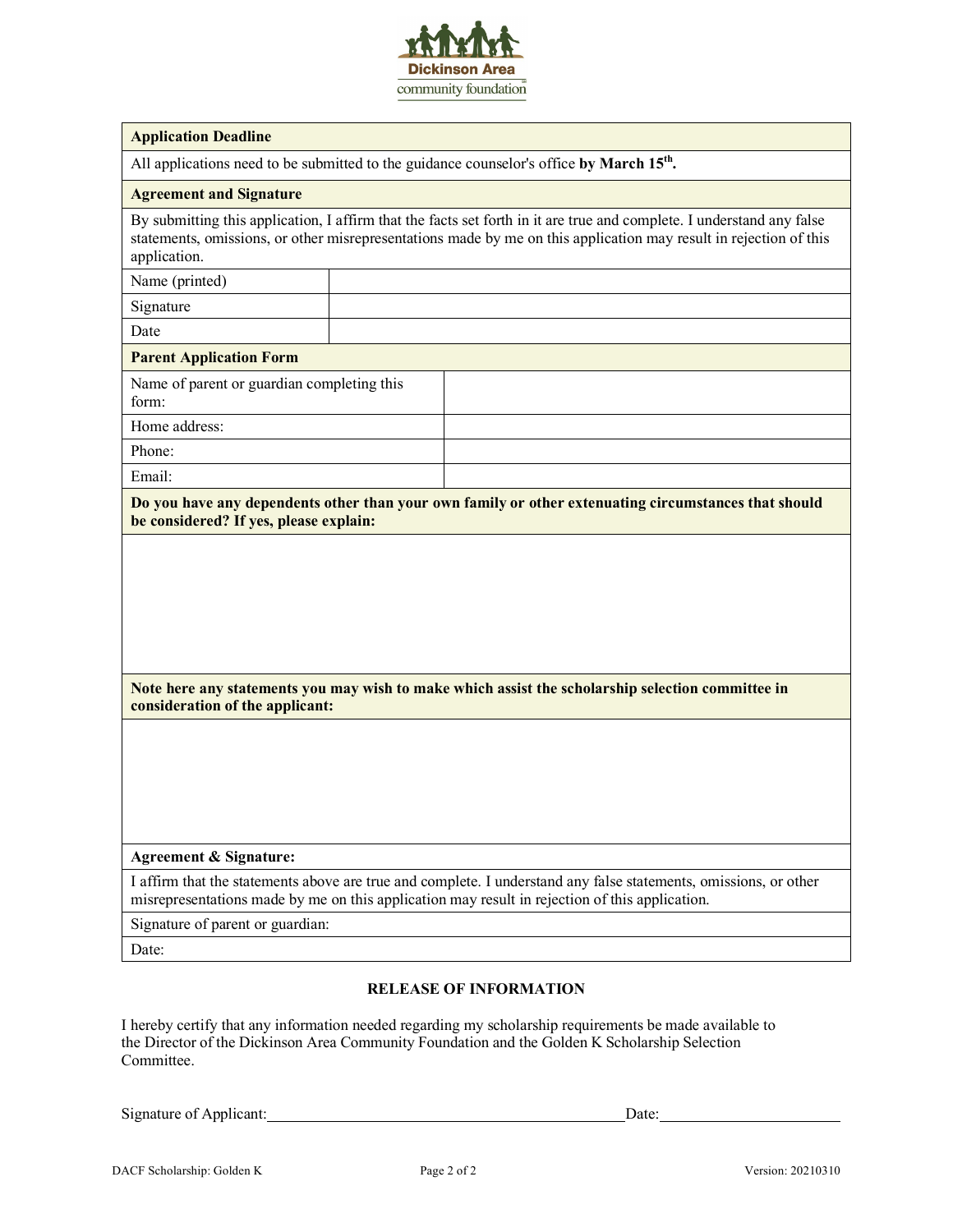Dickinson Area community foundation

| Application Deadline | |
|---|---|
| All applications need to be submitted to the guidance counselor's office **by March 15th.** | |
| **Agreement and Signature** | |
| By submitting this application, I affirm that the facts set forth in it are true and complete. I understand any false statements, omissions, or other misrepresentations made by me on this application may result in rejection of this application. | |
| Name (printed) | |
| Signature | |
| Date | |

| Parent Application Form | |
|---|---|
| Name of parent or guardian completing this form: | |
| Home address: | |
| Phone: | |
| Email: | |
| **Do you have any dependents other than your own family or other extenuating circumstances that should be considered? If yes, please explain:** | |
| | |
| **Note here any statements you may wish to make which assist the scholarship selection committee in consideration of the applicant:** | |
| | |
| **Agreement & Signature:** | |
| I affirm that the statements above are true and complete. I understand any false statements, omissions, or other misrepresentations made by me on this application may result in rejection of this application. | |
| Signature of parent or guardian: | |
| Date: | |

## RELEASE OF INFORMATION

I hereby certify that any information needed regarding my scholarship requirements be made available to the Director of the Dickinson Area Community Foundation and the Golden K Scholarship Selection Committee.

Signature of Applicant:\_\_\_\_\_\_\_\_\_\_\_\_\_\_\_\_\_\_\_\_\_\_\_\_\_\_\_\_\_\_ Date:\_\_\_\_\_\_\_\_\_\_\_\_\_\_\_\_

DACF Scholarship: Golden K                Version: 20210310